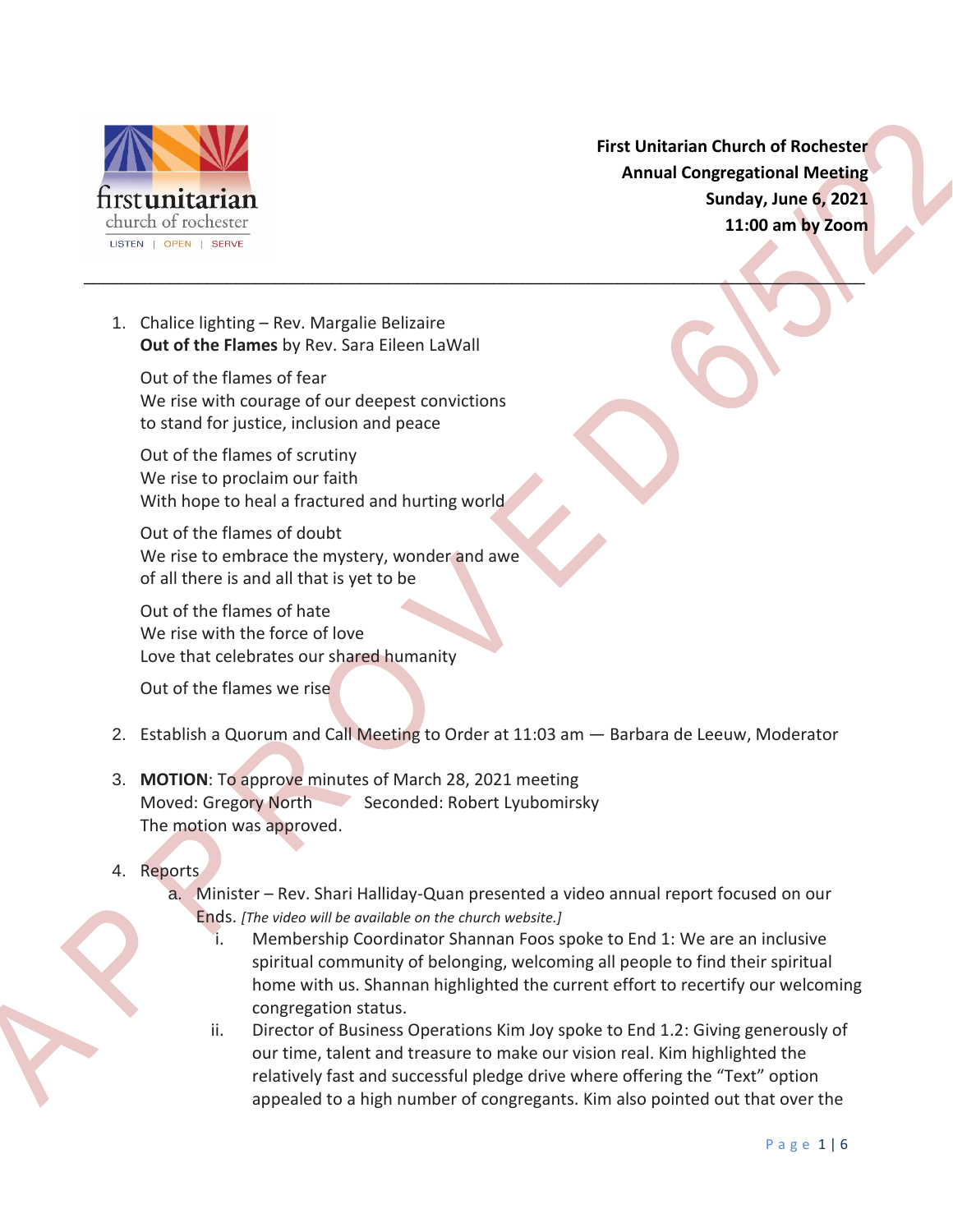**First Unitarian Church of Rochester**
**Annual Congregational Meeting**
**Sunday, June 6, 2021**
**11:00 am by Zoom**

---

1. Chalice lighting – Rev. Margalie Belizaire
   **Out of the Flames** by Rev. Sara Eileen LaWall

   Out of the flames of fear
   We rise with courage of our deepest convictions
   to stand for justice, inclusion and peace

   Out of the flames of scrutiny
   We rise to proclaim our faith
   With hope to heal a fractured and hurting world

   Out of the flames of doubt
   We rise to embrace the mystery, wonder and awe
   of all there is and all that is yet to be

   Out of the flames of hate
   We rise with the force of love
   Love that celebrates our shared humanity

   Out of the flames we rise

2. Establish a Quorum and Call Meeting to Order at 11:03 am — Barbara de Leeuw, Moderator

3. **MOTION**: To approve minutes of March 28, 2021 meeting
   Moved: Gregory North Seconded: Robert Lyubomirsky
   The motion was approved.

4. Reports
   a. Minister – Rev. Shari Halliday-Quan presented a video annual report focused on our Ends. *[The video will be available on the church website.]*
      i. Membership Coordinator Shannan Foos spoke to End 1: We are an inclusive spiritual community of belonging, welcoming all people to find their spiritual home with us. Shannan highlighted the current effort to recertify our welcoming congregation status.
      ii. Director of Business Operations Kim Joy spoke to End 1.2: Giving generously of our time, talent and treasure to make our vision real. Kim highlighted the relatively fast and successful pledge drive where offering the "Text" option appealed to a high number of congregants. Kim also pointed out that over the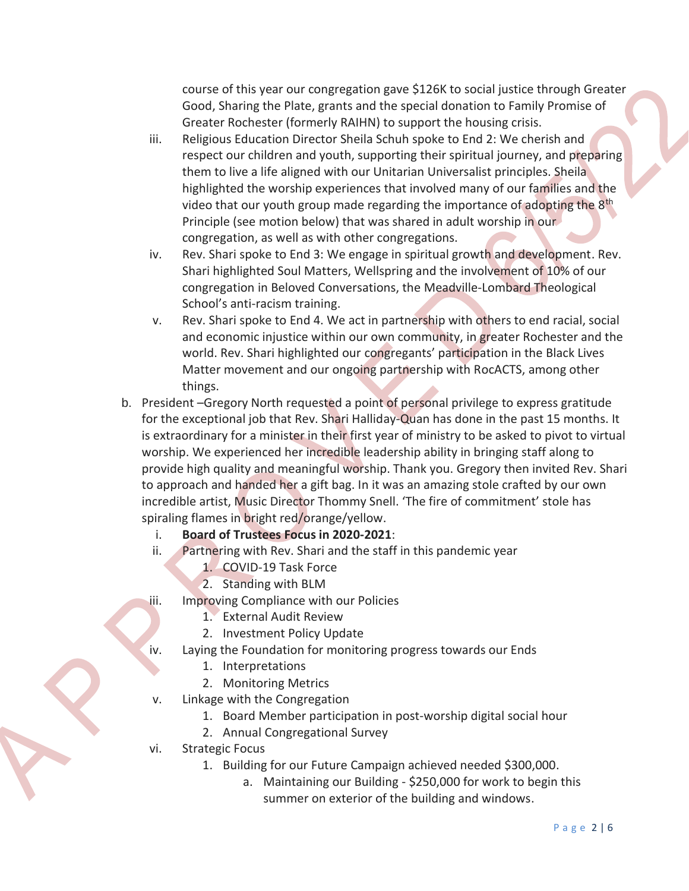course of this year our congregation gave $126K to social justice through Greater Good, Sharing the Plate, grants and the special donation to Family Promise of Greater Rochester (formerly RAIHN) to support the housing crisis.

iii. Religious Education Director Sheila Schuh spoke to End 2: We cherish and respect our children and youth, supporting their spiritual journey, and preparing them to live a life aligned with our Unitarian Universalist principles. Sheila highlighted the worship experiences that involved many of our families and the video that our youth group made regarding the importance of adopting the 8th Principle (see motion below) that was shared in adult worship in our congregation, as well as with other congregations.

iv. Rev. Shari spoke to End 3: We engage in spiritual growth and development. Rev. Shari highlighted Soul Matters, Wellspring and the involvement of 10% of our congregation in Beloved Conversations, the Meadville-Lombard Theological School's anti-racism training.

v. Rev. Shari spoke to End 4. We act in partnership with others to end racial, social and economic injustice within our own community, in greater Rochester and the world. Rev. Shari highlighted our congregants' participation in the Black Lives Matter movement and our ongoing partnership with RocACTS, among other things.

b. President –Gregory North requested a point of personal privilege to express gratitude for the exceptional job that Rev. Shari Halliday-Quan has done in the past 15 months. It is extraordinary for a minister in their first year of ministry to be asked to pivot to virtual worship. We experienced her incredible leadership ability in bringing staff along to provide high quality and meaningful worship. Thank you. Gregory then invited Rev. Shari to approach and handed her a gift bag. In it was an amazing stole crafted by our own incredible artist, Music Director Thommy Snell. 'The fire of commitment' stole has spiraling flames in bright red/orange/yellow.

   i. **Board of Trustees Focus in 2020-2021**:
   ii. Partnering with Rev. Shari and the staff in this pandemic year
      1. COVID-19 Task Force
      2. Standing with BLM
   iii. Improving Compliance with our Policies
      1. External Audit Review
      2. Investment Policy Update
   iv. Laying the Foundation for monitoring progress towards our Ends
      1. Interpretations
      2. Monitoring Metrics
   v. Linkage with the Congregation
      1. Board Member participation in post-worship digital social hour
      2. Annual Congregational Survey
   vi. Strategic Focus
      1. Building for our Future Campaign achieved needed $300,000.
         a. Maintaining our Building - $250,000 for work to begin this summer on exterior of the building and windows.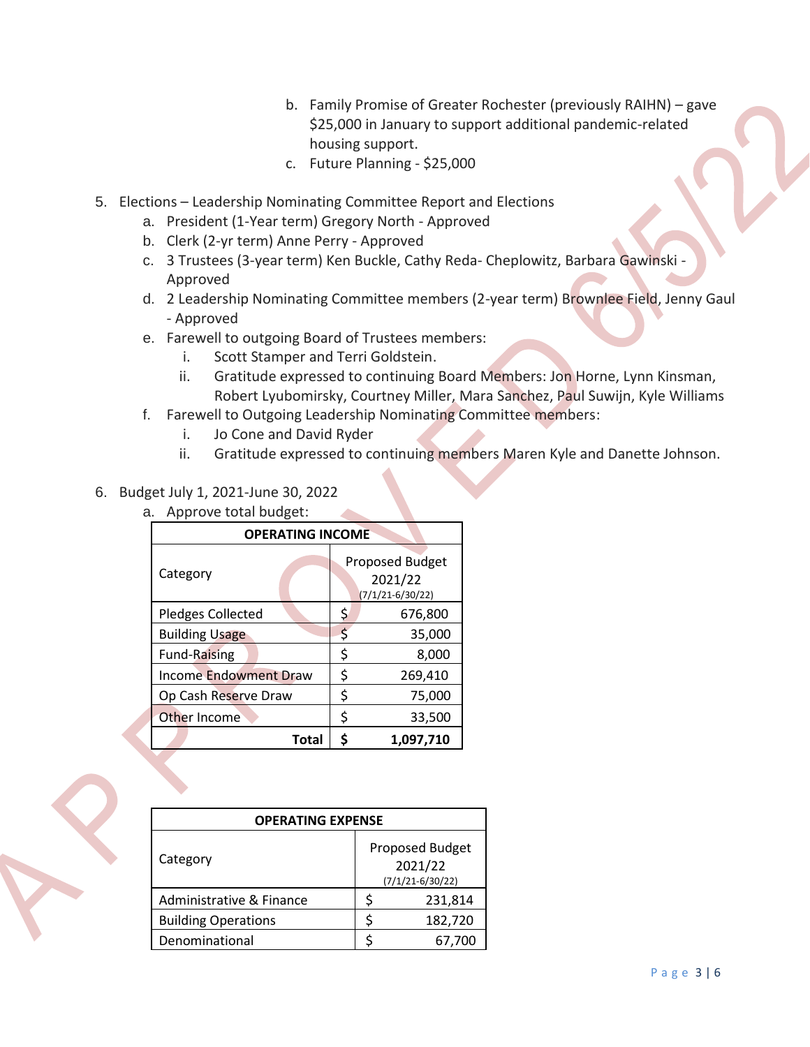b. Family Promise of Greater Rochester (previously RAIHN) – gave $25,000 in January to support additional pandemic-related housing support.
c. Future Planning - $25,000

5. Elections – Leadership Nominating Committee Report and Elections
   a. President (1-Year term) Gregory North - Approved
   b. Clerk (2-yr term) Anne Perry - Approved
   c. 3 Trustees (3-year term) Ken Buckle, Cathy Reda- Cheplowitz, Barbara Gawinski - Approved
   d. 2 Leadership Nominating Committee members (2-year term) Brownlee Field, Jenny Gaul - Approved
   e. Farewell to outgoing Board of Trustees members:
      i. Scott Stamper and Terri Goldstein.
      ii. Gratitude expressed to continuing Board Members: Jon Horne, Lynn Kinsman, Robert Lyubomirsky, Courtney Miller, Mara Sanchez, Paul Suwijn, Kyle Williams
   f. Farewell to Outgoing Leadership Nominating Committee members:
      i. Jo Cone and David Ryder
      ii. Gratitude expressed to continuing members Maren Kyle and Danette Johnson.

6. Budget July 1, 2021-June 30, 2022
   a. Approve total budget:

| OPERATING INCOME | |
|---|---|
| Category | Proposed Budget 2021/22 (7/1/21-6/30/22) |
| Pledges Collected | $ 676,800 |
| Building Usage | $ 35,000 |
| Fund-Raising | $ 8,000 |
| Income Endowment Draw | $ 269,410 |
| Op Cash Reserve Draw | $ 75,000 |
| Other Income | $ 33,500 |
| **Total** | **$ 1,097,710** |

| OPERATING EXPENSE | |
|---|---|
| Category | Proposed Budget 2021/22 (7/1/21-6/30/22) |
| Administrative & Finance | $ 231,814 |
| Building Operations | $ 182,720 |
| Denominational | $ 67,700 |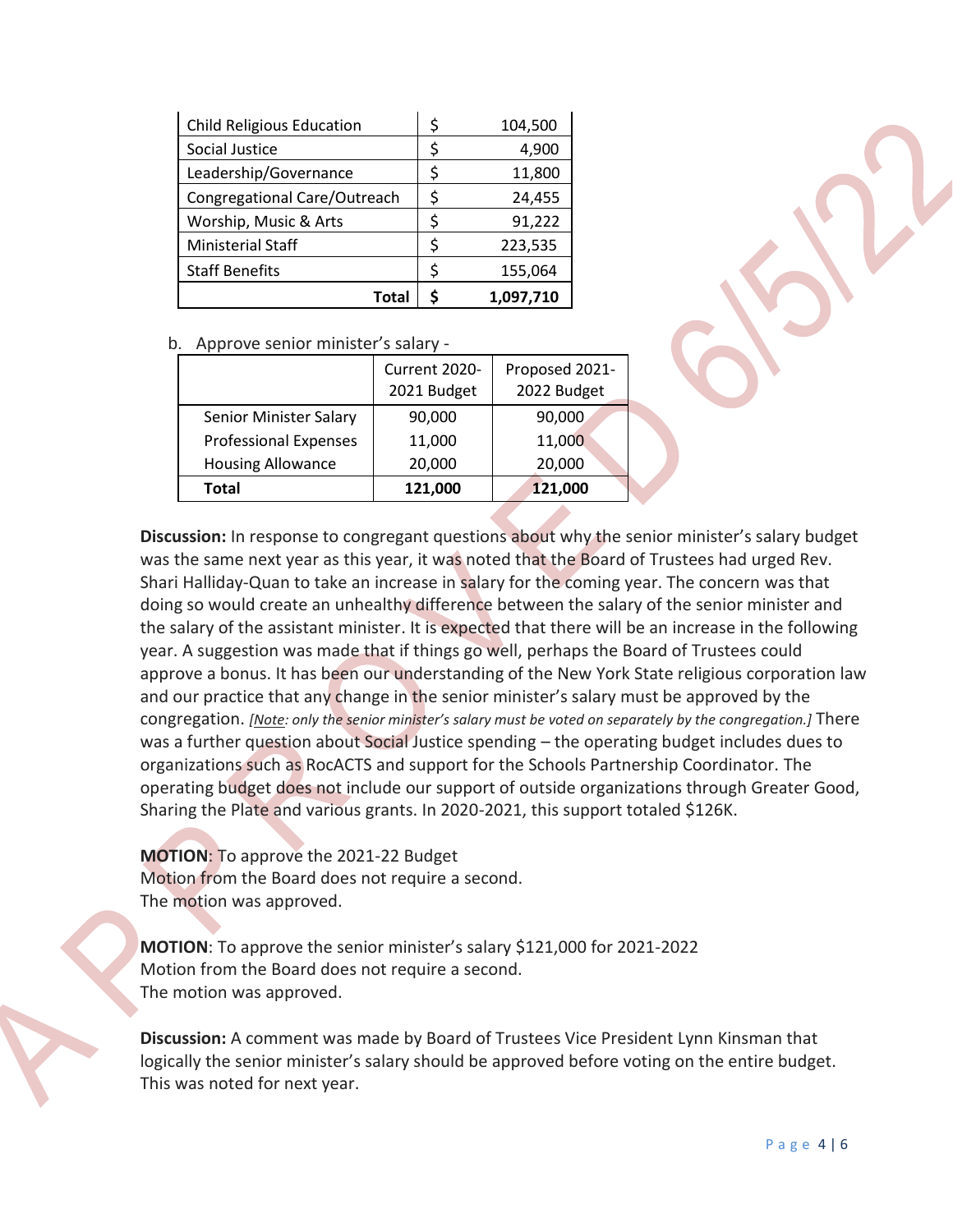| | | |
|---|---|---|
| Child Religious Education | $ | 104,500 |
| Social Justice | $ | 4,900 |
| Leadership/Governance | $ | 11,800 |
| Congregational Care/Outreach | $ | 24,455 |
| Worship, Music & Arts | $ | 91,222 |
| Ministerial Staff | $ | 223,535 |
| Staff Benefits | $ | 155,064 |
| **Total** | **$** | **1,097,710** |

b. Approve senior minister's salary -

| | Current 2020-2021 Budget | Proposed 2021-2022 Budget |
|---|---|---|
| Senior Minister Salary | 90,000 | 90,000 |
| Professional Expenses | 11,000 | 11,000 |
| Housing Allowance | 20,000 | 20,000 |
| **Total** | **121,000** | **121,000** |

**Discussion:** In response to congregant questions about why the senior minister's salary budget was the same next year as this year, it was noted that the Board of Trustees had urged Rev. Shari Halliday-Quan to take an increase in salary for the coming year. The concern was that doing so would create an unhealthy difference between the salary of the senior minister and the salary of the assistant minister. It is expected that there will be an increase in the following year. A suggestion was made that if things go well, perhaps the Board of Trustees could approve a bonus. It has been our understanding of the New York State religious corporation law and our practice that any change in the senior minister's salary must be approved by the congregation. *[Note: only the senior minister's salary must be voted on separately by the congregation.]* There was a further question about Social Justice spending – the operating budget includes dues to organizations such as RocACTS and support for the Schools Partnership Coordinator. The operating budget does not include our support of outside organizations through Greater Good, Sharing the Plate and various grants. In 2020-2021, this support totaled $126K.

**MOTION**: To approve the 2021-22 Budget
Motion from the Board does not require a second.
The motion was approved.

**MOTION**: To approve the senior minister's salary $121,000 for 2021-2022
Motion from the Board does not require a second.
The motion was approved.

**Discussion:** A comment was made by Board of Trustees Vice President Lynn Kinsman that logically the senior minister's salary should be approved before voting on the entire budget. This was noted for next year.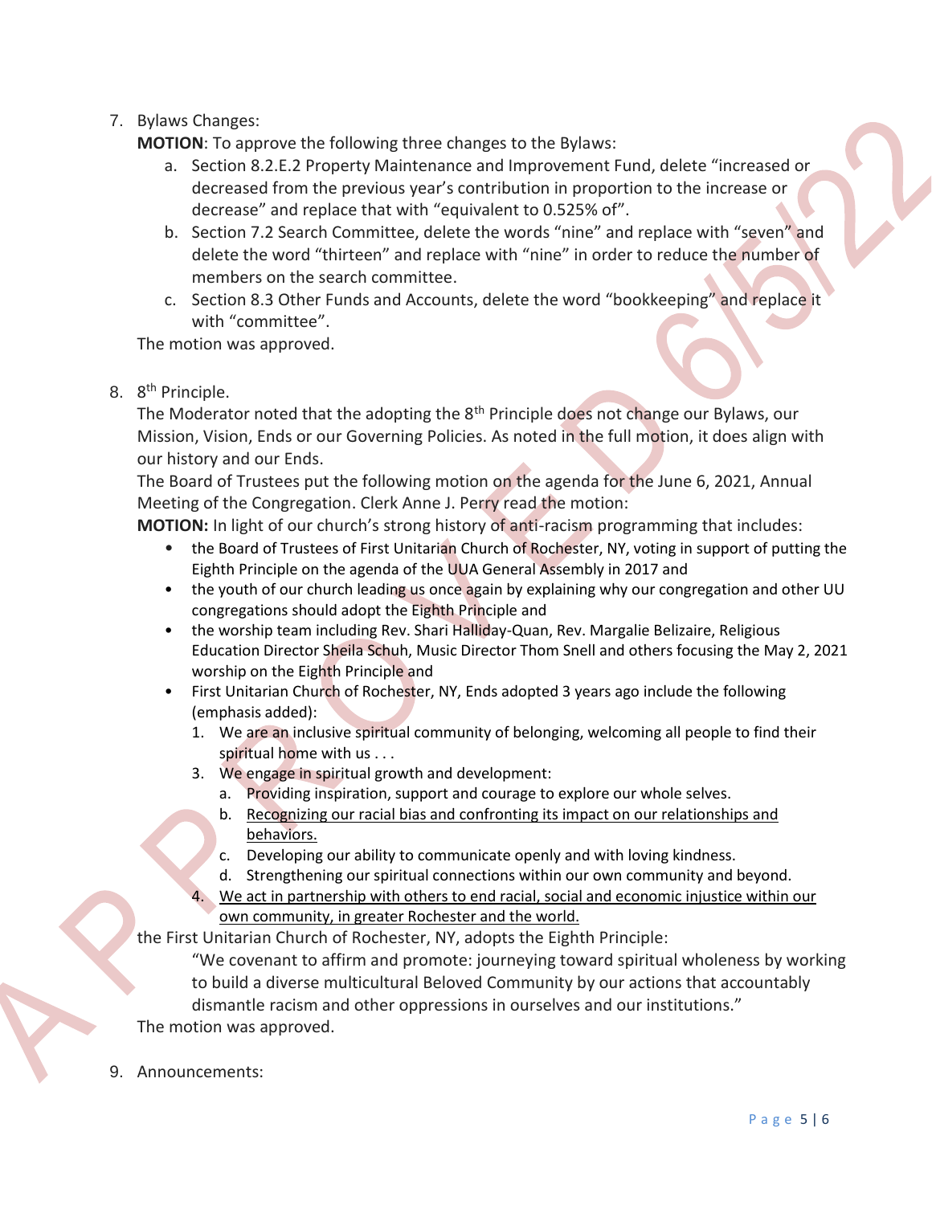7. Bylaws Changes:
   **MOTION**: To approve the following three changes to the Bylaws:
   a. Section 8.2.E.2 Property Maintenance and Improvement Fund, delete "increased or decreased from the previous year's contribution in proportion to the increase or decrease" and replace that with "equivalent to 0.525% of".
   b. Section 7.2 Search Committee, delete the words "nine" and replace with "seven" and delete the word "thirteen" and replace with "nine" in order to reduce the number of members on the search committee.
   c. Section 8.3 Other Funds and Accounts, delete the word "bookkeeping" and replace it with "committee".

   The motion was approved.

8. 8th Principle.
   The Moderator noted that the adopting the 8th Principle does not change our Bylaws, our Mission, Vision, Ends or our Governing Policies. As noted in the full motion, it does align with our history and our Ends.
   The Board of Trustees put the following motion on the agenda for the June 6, 2021, Annual Meeting of the Congregation. Clerk Anne J. Perry read the motion:
   **MOTION:** In light of our church's strong history of anti-racism programming that includes:
   - the Board of Trustees of First Unitarian Church of Rochester, NY, voting in support of putting the Eighth Principle on the agenda of the UUA General Assembly in 2017 and
   - the youth of our church leading us once again by explaining why our congregation and other UU congregations should adopt the Eighth Principle and
   - the worship team including Rev. Shari Halliday-Quan, Rev. Margalie Belizaire, Religious Education Director Sheila Schuh, Music Director Thom Snell and others focusing the May 2, 2021 worship on the Eighth Principle and
   - First Unitarian Church of Rochester, NY, Ends adopted 3 years ago include the following (emphasis added):
     1. We are an inclusive spiritual community of belonging, welcoming all people to find their spiritual home with us . . .
     3. We engage in spiritual growth and development:
        a. Providing inspiration, support and courage to explore our whole selves.
        b. <u>Recognizing our racial bias and confronting its impact on our relationships and behaviors.</u>
        c. Developing our ability to communicate openly and with loving kindness.
        d. Strengthening our spiritual connections within our own community and beyond.
     4. <u>We act in partnership with others to end racial, social and economic injustice within our own community, in greater Rochester and the world.</u>

   the First Unitarian Church of Rochester, NY, adopts the Eighth Principle:

   > "We covenant to affirm and promote: journeying toward spiritual wholeness by working to build a diverse multicultural Beloved Community by our actions that accountably dismantle racism and other oppressions in ourselves and our institutions."

   The motion was approved.

9. Announcements: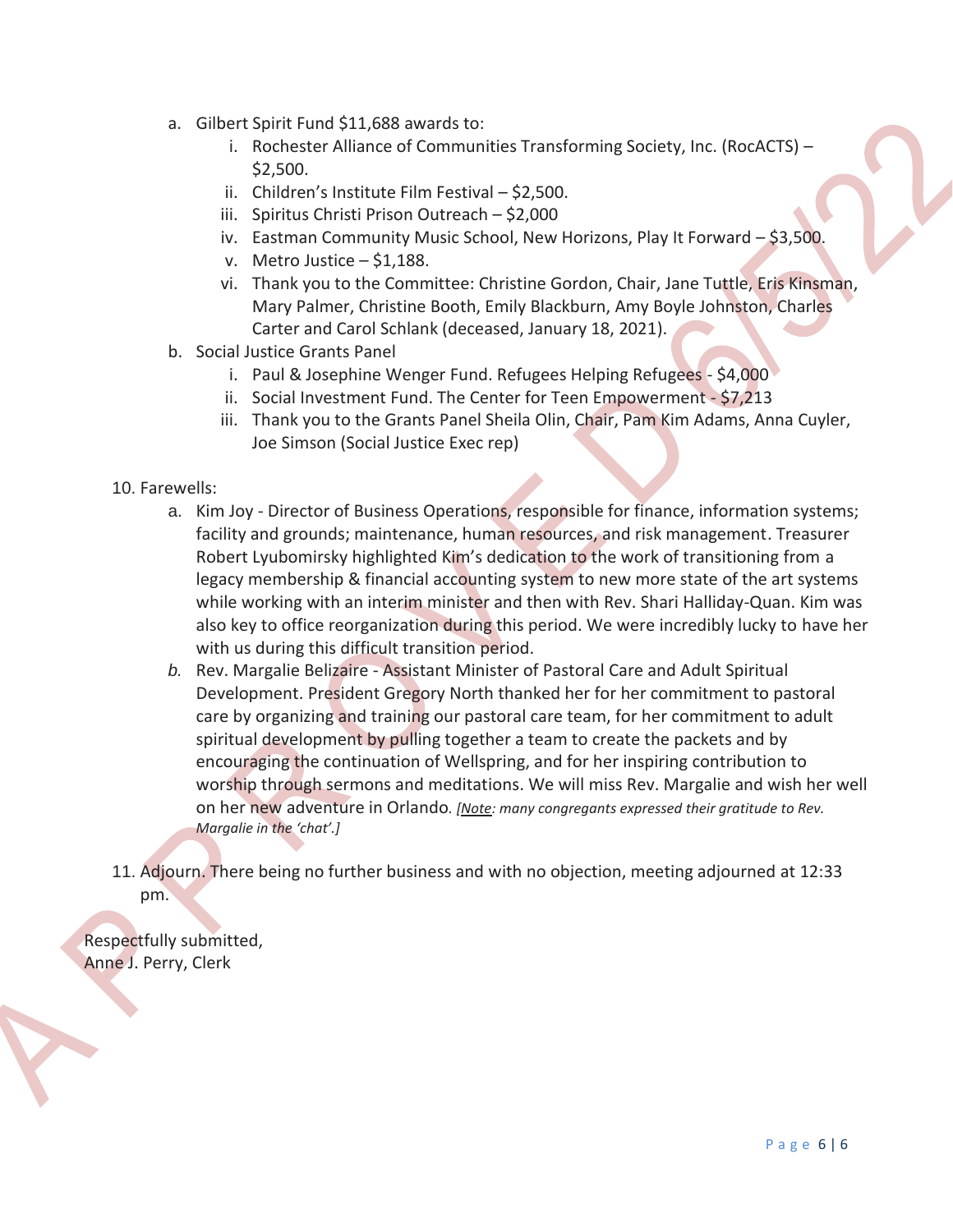a. Gilbert Spirit Fund $11,688 awards to:
   i. Rochester Alliance of Communities Transforming Society, Inc. (RocACTS) – $2,500.
   ii. Children's Institute Film Festival – $2,500.
   iii. Spiritus Christi Prison Outreach – $2,000
   iv. Eastman Community Music School, New Horizons, Play It Forward – $3,500.
   v. Metro Justice – $1,188.
   vi. Thank you to the Committee: Christine Gordon, Chair, Jane Tuttle, Eris Kinsman, Mary Palmer, Christine Booth, Emily Blackburn, Amy Boyle Johnston, Charles Carter and Carol Schlank (deceased, January 18, 2021).

b. Social Justice Grants Panel
   i. Paul & Josephine Wenger Fund. Refugees Helping Refugees - $4,000
   ii. Social Investment Fund. The Center for Teen Empowerment - $7,213
   iii. Thank you to the Grants Panel Sheila Olin, Chair, Pam Kim Adams, Anna Cuyler, Joe Simson (Social Justice Exec rep)

10. Farewells:
   a. Kim Joy - Director of Business Operations, responsible for finance, information systems; facility and grounds; maintenance, human resources, and risk management. Treasurer Robert Lyubomirsky highlighted Kim's dedication to the work of transitioning from a legacy membership & financial accounting system to new more state of the art systems while working with an interim minister and then with Rev. Shari Halliday-Quan. Kim was also key to office reorganization during this period. We were incredibly lucky to have her with us during this difficult transition period.
   *b.* Rev. Margalie Belizaire - Assistant Minister of Pastoral Care and Adult Spiritual Development. President Gregory North thanked her for her commitment to pastoral care by organizing and training our pastoral care team, for her commitment to adult spiritual development by pulling together a team to create the packets and by encouraging the continuation of Wellspring, and for her inspiring contribution to worship through sermons and meditations. We will miss Rev. Margalie and wish her well on her new adventure in Orlando. *[Note: many congregants expressed their gratitude to Rev. Margalie in the 'chat'.]*

11. Adjourn. There being no further business and with no objection, meeting adjourned at 12:33 pm.

Respectfully submitted,
Anne J. Perry, Clerk

APPROVED 6/5/22